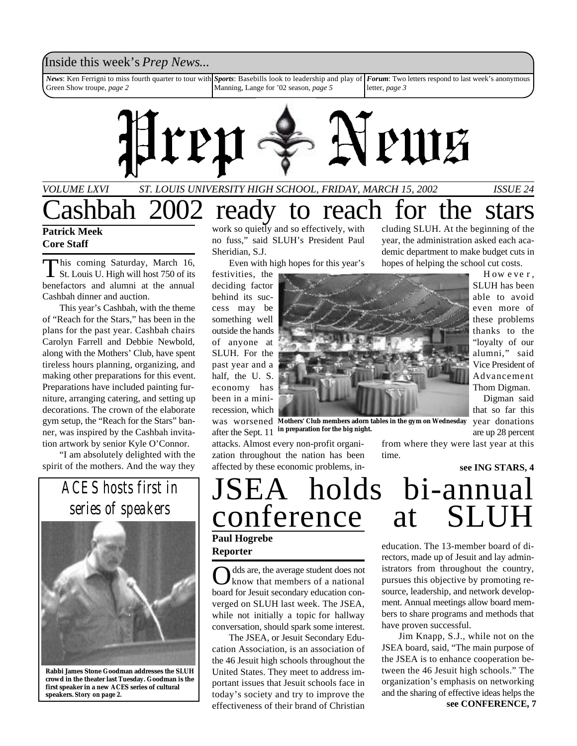Inside this week's *Prep News*...

*News*: Ken Ferrigni to miss fourth quarter to tour with Green Show troupe, *page 2*

*Sports*: Basebills look to leadership and play of Manning, Lange for '02 season, *page 5*

*Forum*: Two letters respond to last week's anonymous letter, *page 3*

# Prep News

*VOLUME LXVI — ST. LOUIS UNIVERSITY HIGH SCHOOL, FRIDAY, MARCH 15, 2002 — ISSUE 24*

# Cashbah 2002 ready to reach for the stars

**Patrick Meek**
**Core Staff**

This coming Saturday, March 16, St. Louis U. High will host 750 of its benefactors and alumni at the annual Cashbah dinner and auction.

This year's Cashbah, with the theme of "Reach for the Stars," has been in the plans for the past year. Cashbah chairs Carolyn Farrell and Debbie Newbold, along with the Mothers' Club, have spent tireless hours planning, organizing, and making other preparations for this event. Preparations have included painting furniture, arranging catering, and setting up decorations. The crown of the elaborate gym setup, the "Reach for the Stars" banner, was inspired by the Cashbah invitation artwork by senior Kyle O'Connor.

"I am absolutely delighted with the spirit of the mothers. And the way they work so quietly and so effectively, with no fuss," said SLUH's President Paul Sheridian, S.J.

Even with high hopes for this year's festivities, the deciding factor behind its success may be something well outside the hands of anyone at SLUH. For the past year and a half, the U. S. economy has been in a mini-recession, which was worsened after the Sept. 11 attacks. Almost every non-profit organization throughout the nation has been affected by these economic problems, including SLUH. At the beginning of the year, the administration asked each academic department to make budget cuts in hopes of helping the school cut costs.

Mothers' Club members adorn tables in the gym on Wednesday in preparation for the big night.

However, SLUH has been able to avoid even more of these problems thanks to the "loyalty of our alumni," said Vice President of Advancement Thom Digman.

Digman said that so far this year donations are up 28 percent from where they were last year at this time.

**see ING STARS, 4**

## ACES hosts first in series of speakers

Rabbi James Stone Goodman addresses the SLUH crowd in the theater last Tuesday. Goodman is the first speaker in a new ACES series of cultural speakers. Story on page 2.

# JSEA holds bi-annual conference at SLUH

**Paul Hogrebe**
**Reporter**

Odds are, the average student does not know that members of a national board for Jesuit secondary education converged on SLUH last week. The JSEA, while not initially a topic for hallway conversation, should spark some interest.

The JSEA, or Jesuit Secondary Education Association, is an association of the 46 Jesuit high schools throughout the United States. They meet to address important issues that Jesuit schools face in today's society and try to improve the effectiveness of their brand of Christian education. The 13-member board of directors, made up of Jesuit and lay administrators from throughout the country, pursues this objective by promoting resource, leadership, and network development. Annual meetings allow board members to share programs and methods that have proven successful.

Jim Knapp, S.J., while not on the JSEA board, said, "The main purpose of the JSEA is to enhance cooperation between the 46 Jesuit high schools." The organization's emphasis on networking and the sharing of effective ideas helps the

**see CONFERENCE, 7**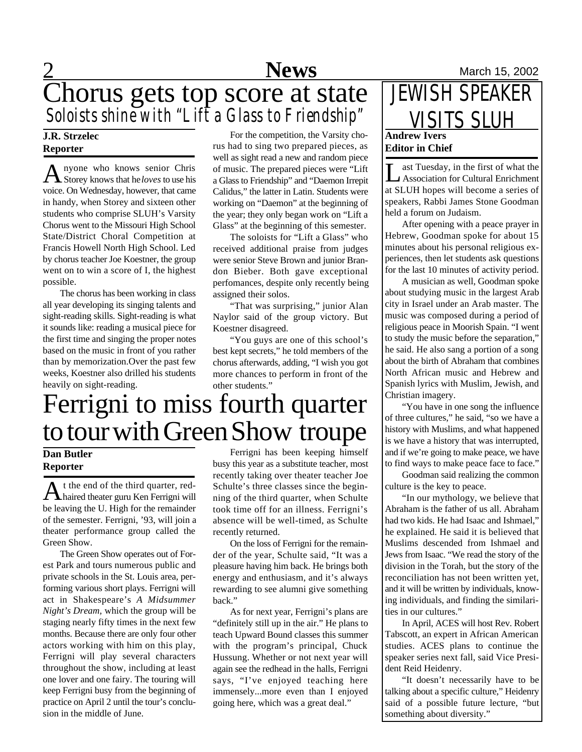# Chorus gets top score at state

## Soloists shine with "Lift a Glass to Friendship"

**J.R. Strzelec**
**Reporter**

Anyone who knows senior Chris Storey knows that he *loves* to use his voice. On Wednesday, however, that came in handy, when Storey and sixteen other students who comprise SLUH's Varsity Chorus went to the Missouri High School State/District Choral Competition at Francis Howell North High School. Led by chorus teacher Joe Koestner, the group went on to win a score of I, the highest possible.

The chorus has been working in class all year developing its singing talents and sight-reading skills. Sight-reading is what it sounds like: reading a musical piece for the first time and singing the proper notes based on the music in front of you rather than by memorization.Over the past few weeks, Koestner also drilled his students heavily on sight-reading.

For the competition, the Varsity chorus had to sing two prepared pieces, as well as sight read a new and random piece of music. The prepared pieces were "Lift a Glass to Friendship" and "Daemon Irrepit Calidus," the latter in Latin. Students were working on "Daemon" at the beginning of the year; they only began work on "Lift a Glass" at the beginning of this semester.

The soloists for "Lift a Glass" who received additional praise from judges were senior Steve Brown and junior Brandon Bieber. Both gave exceptional perfomances, despite only recently being assigned their solos.

"That was surprising," junior Alan Naylor said of the group victory. But Koestner disagreed.

"You guys are one of this school's best kept secrets," he told members of the chorus afterwards, adding, "I wish you got more chances to perform in front of the other students."

# Ferrigni to miss fourth quarter to tour with Green Show troupe

**Dan Butler**
**Reporter**

At the end of the third quarter, red-haired theater guru Ken Ferrigni will be leaving the U. High for the remainder of the semester. Ferrigni, '93, will join a theater performance group called the Green Show.

The Green Show operates out of Forest Park and tours numerous public and private schools in the St. Louis area, performing various short plays. Ferrigni will act in Shakespeare's *A Midsummer Night's Dream,* which the group will be staging nearly fifty times in the next few months. Because there are only four other actors working with him on this play, Ferrigni will play several characters throughout the show, including at least one lover and one fairy. The touring will keep Ferrigni busy from the beginning of practice on April 2 until the tour's conclusion in the middle of June.

Ferrigni has been keeping himself busy this year as a substitute teacher, most recently taking over theater teacher Joe Schulte's three classes since the beginning of the third quarter, when Schulte took time off for an illness. Ferrigni's absence will be well-timed, as Schulte recently returned.

On the loss of Ferrigni for the remainder of the year, Schulte said, "It was a pleasure having him back. He brings both energy and enthusiasm, and it's always rewarding to see alumni give something back."

As for next year, Ferrigni's plans are "definitely still up in the air." He plans to teach Upward Bound classes this summer with the program's principal, Chuck Hussung. Whether or not next year will again see the redhead in the halls, Ferrigni says, "I've enjoyed teaching here immensely...more even than I enjoyed going here, which was a great deal."

# JEWISH SPEAKER VISITS SLUH

**Andrew Ivers**
**Editor in Chief**

Last Tuesday, in the first of what the Association for Cultural Enrichment at SLUH hopes will become a series of speakers, Rabbi James Stone Goodman held a forum on Judaism.

After opening with a peace prayer in Hebrew, Goodman spoke for about 15 minutes about his personal religious experiences, then let students ask questions for the last 10 minutes of activity period.

A musician as well, Goodman spoke about studying music in the largest Arab city in Israel under an Arab master. The music was composed during a period of religious peace in Moorish Spain. "I went to study the music before the separation," he said. He also sang a portion of a song about the birth of Abraham that combines North African music and Hebrew and Spanish lyrics with Muslim, Jewish, and Christian imagery.

"You have in one song the influence of three cultures," he said, "so we have a history with Muslims, and what happened is we have a history that was interrupted, and if we're going to make peace, we have to find ways to make peace face to face."

Goodman said realizing the common culture is the key to peace.

"In our mythology, we believe that Abraham is the father of us all. Abraham had two kids. He had Isaac and Ishmael," he explained. He said it is believed that Muslims descended from Ishmael and Jews from Isaac. "We read the story of the division in the Torah, but the story of the reconciliation has not been written yet, and it will be written by individuals, knowing individuals, and finding the similarities in our cultures."

In April, ACES will host Rev. Robert Tabscott, an expert in African American studies. ACES plans to continue the speaker series next fall, said Vice President Reid Heidenry.

"It doesn't necessarily have to be talking about a specific culture," Heidenry said of a possible future lecture, "but something about diversity."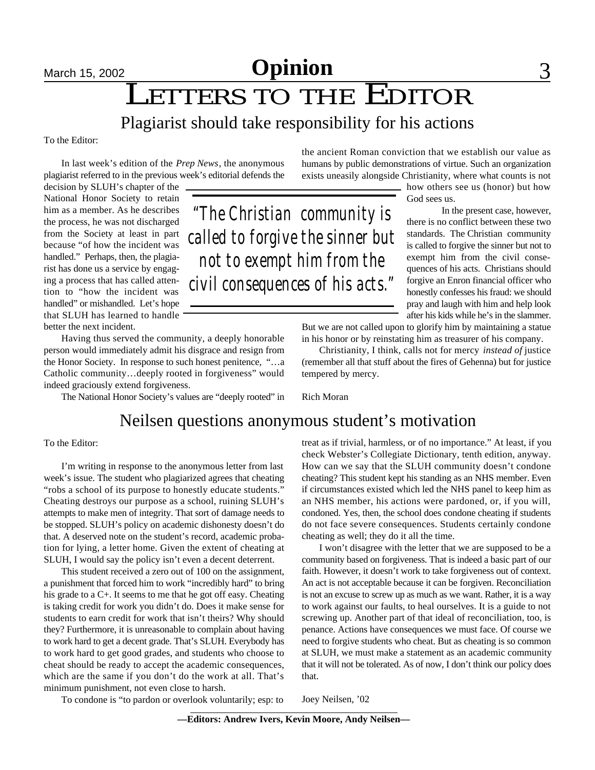# Opinion

# LETTERS TO THE EDITOR

## Plagiarist should take responsibility for his actions

To the Editor:

In last week's edition of the *Prep News*, the anonymous plagiarist referred to in the previous week's editorial defends the decision by SLUH's chapter of the National Honor Society to retain him as a member. As he describes the process, he was not discharged from the Society at least in part because "of how the incident was handled." Perhaps, then, the plagiarist has done us a service by engaging a process that has called attention to "how the incident was handled" or mishandled. Let's hope that SLUH has learned to handle better the next incident.

Having thus served the community, a deeply honorable person would immediately admit his disgrace and resign from the Honor Society. In response to such honest penitence, "…a Catholic community…deeply rooted in forgiveness" would indeed graciously extend forgiveness.

The National Honor Society's values are "deeply rooted" in the ancient Roman conviction that we establish our value as humans by public demonstrations of virtue. Such an organization exists uneasily alongside Christianity, where what counts is not how others see us (honor) but how God sees us.

> *"The Christian community is called to forgive the sinner but not to exempt him from the civil consequences of his acts."*

In the present case, however, there is no conflict between these two standards. The Christian community is called to forgive the sinner but not to exempt him from the civil consequences of his acts. Christians should forgive an Enron financial officer who honestly confesses his fraud: we should pray and laugh with him and help look after his kids while he's in the slammer. But we are not called upon to glorify him by maintaining a statue in his honor or by reinstating him as treasurer of his company.

Christianity, I think, calls not for mercy *instead of* justice (remember all that stuff about the fires of Gehenna) but for justice tempered by mercy.

Rich Moran

## Neilsen questions anonymous student's motivation

To the Editor:

I'm writing in response to the anonymous letter from last week's issue. The student who plagiarized agrees that cheating "robs a school of its purpose to honestly educate students." Cheating destroys our purpose as a school, ruining SLUH's attempts to make men of integrity. That sort of damage needs to be stopped. SLUH's policy on academic dishonesty doesn't do that. A deserved note on the student's record, academic probation for lying, a letter home. Given the extent of cheating at SLUH, I would say the policy isn't even a decent deterrent.

This student received a zero out of 100 on the assignment, a punishment that forced him to work "incredibly hard" to bring his grade to a C+. It seems to me that he got off easy. Cheating is taking credit for work you didn't do. Does it make sense for students to earn credit for work that isn't theirs? Why should they? Furthermore, it is unreasonable to complain about having to work hard to get a decent grade. That's SLUH. Everybody has to work hard to get good grades, and students who choose to cheat should be ready to accept the academic consequences, which are the same if you don't do the work at all. That's minimum punishment, not even close to harsh.

To condone is "to pardon or overlook voluntarily; esp: to treat as if trivial, harmless, or of no importance." At least, if you check Webster's Collegiate Dictionary, tenth edition, anyway. How can we say that the SLUH community doesn't condone cheating? This student kept his standing as an NHS member. Even if circumstances existed which led the NHS panel to keep him as an NHS member, his actions were pardoned, or, if you will, condoned. Yes, then, the school does condone cheating if students do not face severe consequences. Students certainly condone cheating as well; they do it all the time.

I won't disagree with the letter that we are supposed to be a community based on forgiveness. That is indeed a basic part of our faith. However, it doesn't work to take forgiveness out of context. An act is not acceptable because it can be forgiven. Reconciliation is not an excuse to screw up as much as we want. Rather, it is a way to work against our faults, to heal ourselves. It is a guide to not screwing up. Another part of that ideal of reconciliation, too, is penance. Actions have consequences we must face. Of course we need to forgive students who cheat. But as cheating is so common at SLUH, we must make a statement as an academic community that it will not be tolerated. As of now, I don't think our policy does that.

Joey Neilsen, '02

**—Editors: Andrew Ivers, Kevin Moore, Andy Neilsen—**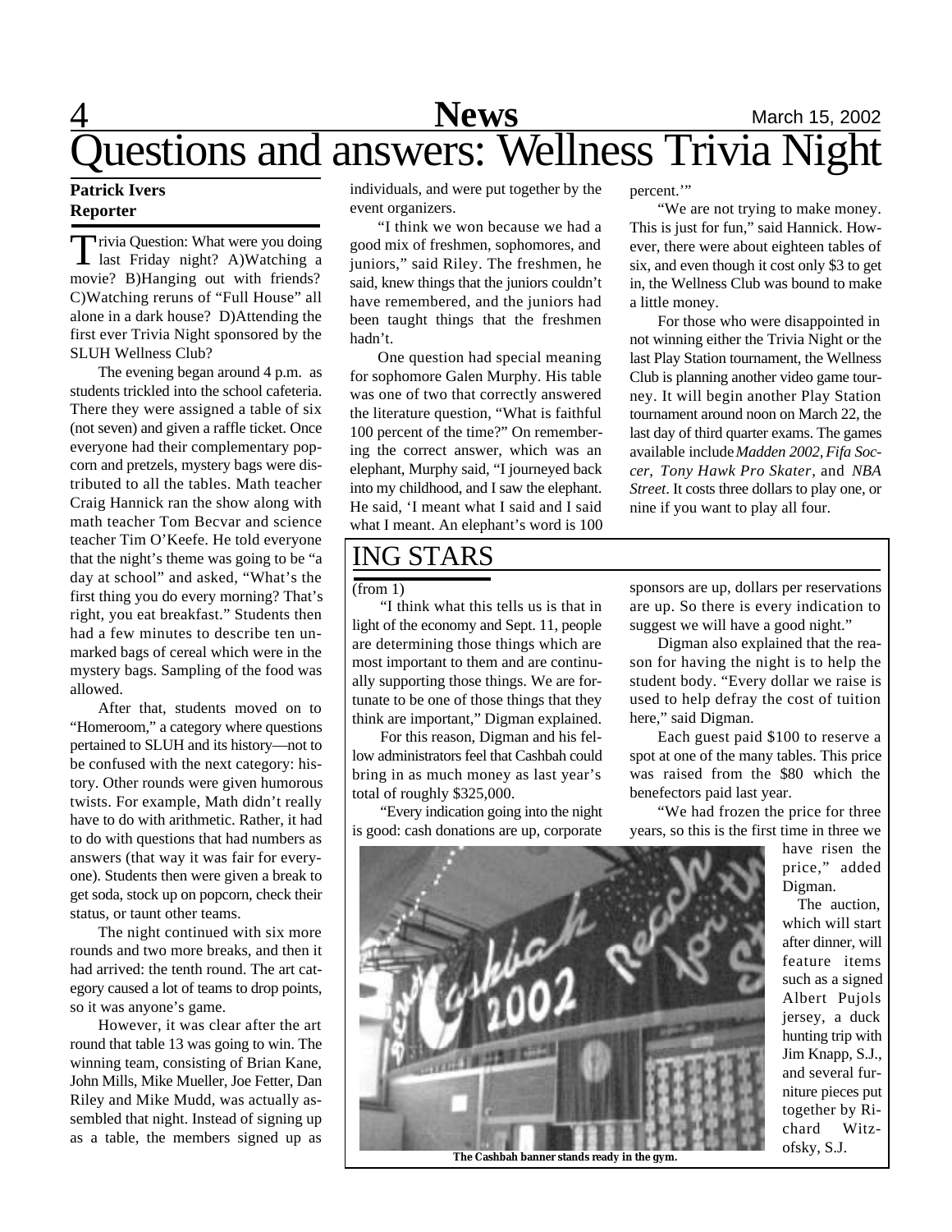# Questions and answers: Wellness Trivia Night

**Patrick Ivers**
**Reporter**

Trivia Question: What were you doing last Friday night? A)Watching a movie? B)Hanging out with friends? C)Watching reruns of "Full House" all alone in a dark house? D)Attending the first ever Trivia Night sponsored by the SLUH Wellness Club?

The evening began around 4 p.m. as students trickled into the school cafeteria. There they were assigned a table of six (not seven) and given a raffle ticket. Once everyone had their complementary popcorn and pretzels, mystery bags were distributed to all the tables. Math teacher Craig Hannick ran the show along with math teacher Tom Becvar and science teacher Tim O'Keefe. He told everyone that the night's theme was going to be "a day at school" and asked, "What's the first thing you do every morning? That's right, you eat breakfast." Students then had a few minutes to describe ten unmarked bags of cereal which were in the mystery bags. Sampling of the food was allowed.

After that, students moved on to "Homeroom," a category where questions pertained to SLUH and its history—not to be confused with the next category: history. Other rounds were given humorous twists. For example, Math didn't really have to do with arithmetic. Rather, it had to do with questions that had numbers as answers (that way it was fair for everyone). Students then were given a break to get soda, stock up on popcorn, check their status, or taunt other teams.

The night continued with six more rounds and two more breaks, and then it had arrived: the tenth round. The art category caused a lot of teams to drop points, so it was anyone's game.

However, it was clear after the art round that table 13 was going to win. The winning team, consisting of Brian Kane, John Mills, Mike Mueller, Joe Fetter, Dan Riley and Mike Mudd, was actually assembled that night. Instead of signing up as a table, the members signed up as individuals, and were put together by the event organizers.

"I think we won because we had a good mix of freshmen, sophomores, and juniors," said Riley. The freshmen, he said, knew things that the juniors couldn't have remembered, and the juniors had been taught things that the freshmen hadn't.

One question had special meaning for sophomore Galen Murphy. His table was one of two that correctly answered the literature question, "What is faithful 100 percent of the time?" On remembering the correct answer, which was an elephant, Murphy said, "I journeyed back into my childhood, and I saw the elephant. He said, 'I meant what I said and I said what I meant. An elephant's word is 100 percent.'"

"We are not trying to make money. This is just for fun," said Hannick. However, there were about eighteen tables of six, and even though it cost only $3 to get in, the Wellness Club was bound to make a little money.

For those who were disappointed in not winning either the Trivia Night or the last Play Station tournament, the Wellness Club is planning another video game tourney. It will begin another Play Station tournament around noon on March 22, the last day of third quarter exams. The games available include *Madden 2002*, *Fifa Soccer*, *Tony Hawk Pro Skater*, and *NBA Street*. It costs three dollars to play one, or nine if you want to play all four.

## ING STARS

(from 1)

"I think what this tells us is that in light of the economy and Sept. 11, people are determining those things which are most important to them and are continually supporting those things. We are fortunate to be one of those things that they think are important," Digman explained.

For this reason, Digman and his fellow administrators feel that Cashbah could bring in as much money as last year's total of roughly $325,000.

"Every indication going into the night is good: cash donations are up, corporate sponsors are up, dollars per reservations are up. So there is every indication to suggest we will have a good night."

Digman also explained that the reason for having the night is to help the student body. "Every dollar we raise is used to help defray the cost of tuition here," said Digman.

Each guest paid $100 to reserve a spot at one of the many tables. This price was raised from the $80 which the benefectors paid last year.

"We had frozen the price for three years, so this is the first time in three we have risen the price," added Digman.

The auction, which will start after dinner, will feature items such as a signed Albert Pujols jersey, a duck hunting trip with Jim Knapp, S.J., and several furniture pieces put together by Richard Witzofsky, S.J.

**The Cashbah banner stands ready in the gym.**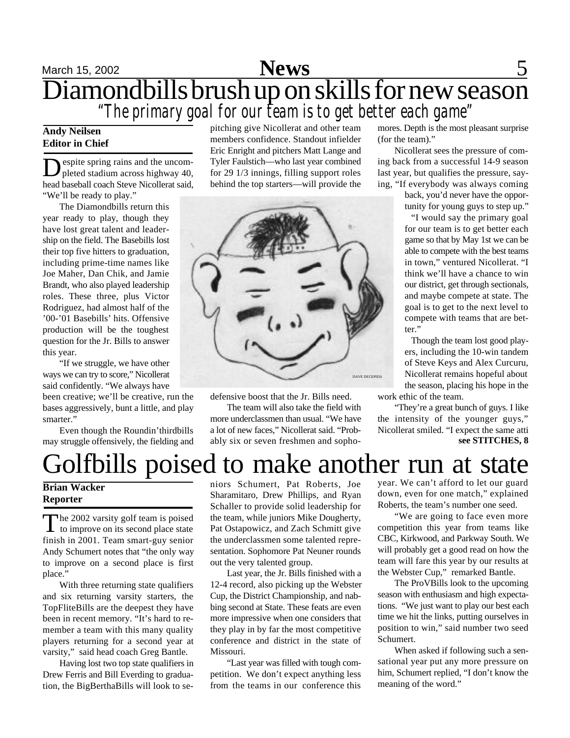# Diamondbills brush up on skills for new season

## *"The primary goal for our team is to get better each game"*

**Andy Neilsen**
**Editor in Chief**

Despite spring rains and the uncompleted stadium across highway 40, head baseball coach Steve Nicollerat said, "We'll be ready to play."

The Diamondbills return this year ready to play, though they have lost great talent and leadership on the field. The Basebills lost their top five hitters to graduation, including prime-time names like Joe Maher, Dan Chik, and Jamie Brandt, who also played leadership roles. These three, plus Victor Rodriguez, had almost half of the '00-'01 Basebills' hits. Offensive production will be the toughest question for the Jr. Bills to answer this year.

"If we struggle, we have other ways we can try to score," Nicollerat said confidently. "We always have been creative; we'll be creative, run the bases aggressively, bunt a little, and play smarter."

Even though the Roundin'thirdbills may struggle offensively, the fielding and pitching give Nicollerat and other team members confidence. Standout infielder Eric Enright and pitchers Matt Lange and Tyler Faulstich—who last year combined for 29 1/3 innings, filling support roles behind the top starters—will provide the defensive boost that the Jr. Bills need.

DAVE DECEPIDA

The team will also take the field with more underclassmen than usual. "We have a lot of new faces," Nicollerat said. "Probably six or seven freshmen and sophomores. Depth is the most pleasant surprise (for the team)."

Nicollerat sees the pressure of coming back from a successful 14-9 season last year, but qualifies the pressure, saying, "If everybody was always coming back, you'd never have the opportunity for young guys to step up."

"I would say the primary goal for our team is to get better each game so that by May 1st we can be able to compete with the best teams in town," ventured Nicollerat. "I think we'll have a chance to win our district, get through sectionals, and maybe compete at state. The goal is to get to the next level to compete with teams that are better."

Though the team lost good players, including the 10-win tandem of Steve Keys and Alex Curcuru, Nicollerat remains hopeful about the season, placing his hope in the work ethic of the team.

"They're a great bunch of guys. I like the intensity of the younger guys," Nicollerat smiled. "I expect the same atti

**see STITCHES, 8**

# Golfbills poised to make another run at state

**Brian Wacker**
**Reporter**

The 2002 varsity golf team is poised to improve on its second place state finish in 2001. Team smart-guy senior Andy Schumert notes that "the only way to improve on a second place is first place."

With three returning state qualifiers and six returning varsity starters, the TopFliteBills are the deepest they have been in recent memory. "It's hard to remember a team with this many quality players returning for a second year at varsity," said head coach Greg Bantle.

Having lost two top state qualifiers in Drew Ferris and Bill Everding to graduation, the BigBerthaBills will look to seniors Schumert, Pat Roberts, Joe Sharamitaro, Drew Phillips, and Ryan Schaller to provide solid leadership for the team, while juniors Mike Dougherty, Pat Ostapowicz, and Zach Schmitt give the underclassmen some talented representation. Sophomore Pat Neuner rounds out the very talented group.

Last year, the Jr. Bills finished with a 12-4 record, also picking up the Webster Cup, the District Championship, and nabbing second at State. These feats are even more impressive when one considers that they play in by far the most competitive conference and district in the state of Missouri.

"Last year was filled with tough competition. We don't expect anything less from the teams in our conference this year. We can't afford to let our guard down, even for one match," explained Roberts, the team's number one seed.

"We are going to face even more competition this year from teams like CBC, Kirkwood, and Parkway South. We will probably get a good read on how the team will fare this year by our results at the Webster Cup," remarked Bantle.

The ProVBills look to the upcoming season with enthusiasm and high expectations. "We just want to play our best each time we hit the links, putting ourselves in position to win," said number two seed Schumert.

When asked if following such a sensational year put any more pressure on him, Schumert replied, "I don't know the meaning of the word."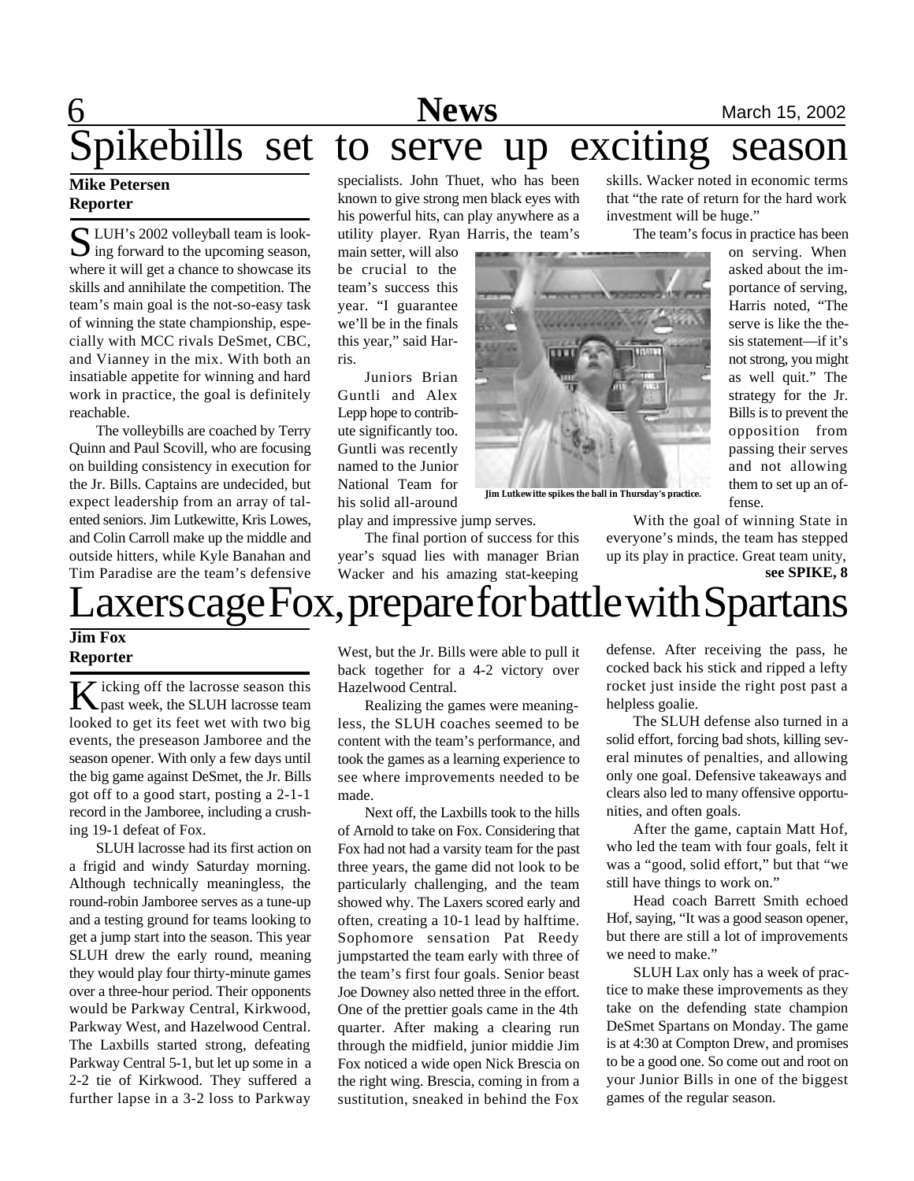# Spikebills set to serve up exciting season

**Mike Petersen**
**Reporter**

SLUH's 2002 volleyball team is looking forward to the upcoming season, where it will get a chance to showcase its skills and annihilate the competition. The team's main goal is the not-so-easy task of winning the state championship, especially with MCC rivals DeSmet, CBC, and Vianney in the mix. With both an insatiable appetite for winning and hard work in practice, the goal is definitely reachable.

The volleybills are coached by Terry Quinn and Paul Scovill, who are focusing on building consistency in execution for the Jr. Bills. Captains are undecided, but expect leadership from an array of talented seniors. Jim Lutkewitte, Kris Lowes, and Colin Carroll make up the middle and outside hitters, while Kyle Banahan and Tim Paradise are the team's defensive specialists. John Thuet, who has been known to give strong men black eyes with his powerful hits, can play anywhere as a utility player. Ryan Harris, the team's main setter, will also be crucial to the team's success this year. "I guarantee we'll be in the finals this year," said Harris.

Juniors Brian Guntli and Alex Lepp hope to contribute significantly too. Guntli was recently named to the Junior National Team for his solid all-around play and impressive jump serves.

The final portion of success for this year's squad lies with manager Brian Wacker and his amazing stat-keeping skills. Wacker noted in economic terms that "the rate of return for the hard work investment will be huge."

Jim Lutkewitte spikes the ball in Thursday's practice.

The team's focus in practice has been on serving. When asked about the importance of serving, Harris noted, "The serve is like the thesis statement—if it's not strong, you might as well quit." The strategy for the Jr. Bills is to prevent the opposition from passing their serves and not allowing them to set up an offense.

With the goal of winning State in everyone's minds, the team has stepped up its play in practice. Great team unity,

**see SPIKE, 8**

# Laxers cage Fox, prepare for battle with Spartans

**Jim Fox**
**Reporter**

Kicking off the lacrosse season this past week, the SLUH lacrosse team looked to get its feet wet with two big events, the preseason Jamboree and the season opener. With only a few days until the big game against DeSmet, the Jr. Bills got off to a good start, posting a 2-1-1 record in the Jamboree, including a crushing 19-1 defeat of Fox.

SLUH lacrosse had its first action on a frigid and windy Saturday morning. Although technically meaningless, the round-robin Jamboree serves as a tune-up and a testing ground for teams looking to get a jump start into the season. This year SLUH drew the early round, meaning they would play four thirty-minute games over a three-hour period. Their opponents would be Parkway Central, Kirkwood, Parkway West, and Hazelwood Central. The Laxbills started strong, defeating Parkway Central 5-1, but let up some in a 2-2 tie of Kirkwood. They suffered a further lapse in a 3-2 loss to Parkway West, but the Jr. Bills were able to pull it back together for a 4-2 victory over Hazelwood Central.

Realizing the games were meaningless, the SLUH coaches seemed to be content with the team's performance, and took the games as a learning experience to see where improvements needed to be made.

Next off, the Laxbills took to the hills of Arnold to take on Fox. Considering that Fox had not had a varsity team for the past three years, the game did not look to be particularly challenging, and the team showed why. The Laxers scored early and often, creating a 10-1 lead by halftime. Sophomore sensation Pat Reedy jumpstarted the team early with three of the team's first four goals. Senior beast Joe Downey also netted three in the effort. One of the prettier goals came in the 4th quarter. After making a clearing run through the midfield, junior middie Jim Fox noticed a wide open Nick Brescia on the right wing. Brescia, coming in from a sustitution, sneaked in behind the Fox defense. After receiving the pass, he cocked back his stick and ripped a lefty rocket just inside the right post past a helpless goalie.

The SLUH defense also turned in a solid effort, forcing bad shots, killing several minutes of penalties, and allowing only one goal. Defensive takeaways and clears also led to many offensive opportunities, and often goals.

After the game, captain Matt Hof, who led the team with four goals, felt it was a "good, solid effort," but that "we still have things to work on."

Head coach Barrett Smith echoed Hof, saying, "It was a good season opener, but there are still a lot of improvements we need to make."

SLUH Lax only has a week of practice to make these improvements as they take on the defending state champion DeSmet Spartans on Monday. The game is at 4:30 at Compton Drew, and promises to be a good one. So come out and root on your Junior Bills in one of the biggest games of the regular season.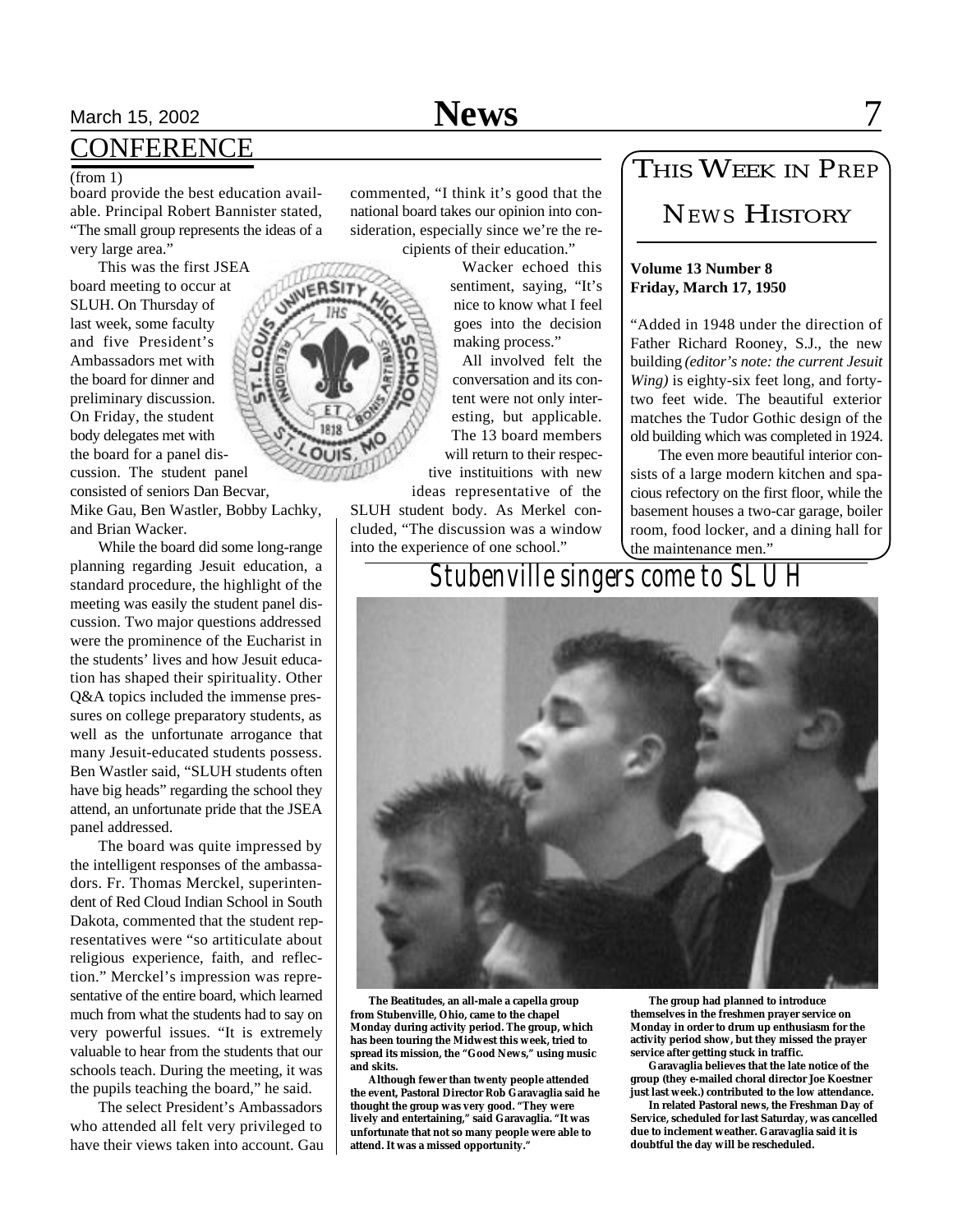## CONFERENCE

(from 1)

board provide the best education available. Principal Robert Bannister stated, "The small group represents the ideas of a very large area."

This was the first JSEA board meeting to occur at SLUH. On Thursday of last week, some faculty and five President's Ambassadors met with the board for dinner and preliminary discussion. On Friday, the student body delegates met with the board for a panel discussion. The student panel consisted of seniors Dan Becvar, Mike Gau, Ben Wastler, Bobby Lachky, and Brian Wacker.

While the board did some long-range planning regarding Jesuit education, a standard procedure, the highlight of the meeting was easily the student panel discussion. Two major questions addressed were the prominence of the Eucharist in the students' lives and how Jesuit education has shaped their spirituality. Other Q&A topics included the immense pressures on college preparatory students, as well as the unfortunate arrogance that many Jesuit-educated students possess. Ben Wastler said, "SLUH students often have big heads" regarding the school they attend, an unfortunate pride that the JSEA panel addressed.

The board was quite impressed by the intelligent responses of the ambassadors. Fr. Thomas Merckel, superintendent of Red Cloud Indian School in South Dakota, commented that the student representatives were "so artiticulate about religious experience, faith, and reflection." Merckel's impression was representative of the entire board, which learned much from what the students had to say on very powerful issues. "It is extremely valuable to hear from the students that our schools teach. During the meeting, it was the pupils teaching the board," he said.

The select President's Ambassadors who attended all felt very privileged to have their views taken into account. Gau commented, "I think it's good that the national board takes our opinion into consideration, especially since we're the recipients of their education."

Wacker echoed this sentiment, saying, "It's nice to know what I feel goes into the decision making process."

All involved felt the conversation and its content were not only interesting, but applicable. The 13 board members will return to their respective instituitions with new ideas representative of the SLUH student body. As Merkel concluded, "The discussion was a window into the experience of one school."

## This Week in Prep News History

**Volume 13 Number 8**
**Friday, March 17, 1950**

"Added in 1948 under the direction of Father Richard Rooney, S.J., the new building *(editor's note: the current Jesuit Wing)* is eighty-six feet long, and forty-two feet wide. The beautiful exterior matches the Tudor Gothic design of the old building which was completed in 1924.

The even more beautiful interior consists of a large modern kitchen and spacious refectory on the first floor, while the basement houses a two-car garage, boiler room, food locker, and a dining hall for the maintenance men."

## *Stubenville singers come to SLUH*

**The Beatitudes, an all-male a capella group from Stubenville, Ohio, came to the chapel Monday during activity period. The group, which has been touring the Midwest this week, tried to spread its mission, the "Good News," using music and skits.**

**Although fewer than twenty people attended the event, Pastoral Director Rob Garavaglia said he thought the group was very good. "They were lively and entertaining," said Garavaglia. "It was unfortunate that not so many people were able to attend. It was a missed opportunity."**

**The group had planned to introduce themselves in the freshmen prayer service on Monday in order to drum up enthusiasm for the activity period show, but they missed the prayer service after getting stuck in traffic.**

**Garavaglia believes that the late notice of the group (they e-mailed choral director Joe Koestner just last week.) contributed to the low attendance.**

**In related Pastoral news, the Freshman Day of Service, scheduled for last Saturday, was cancelled due to inclement weather. Garavaglia said it is doubtful the day will be rescheduled.**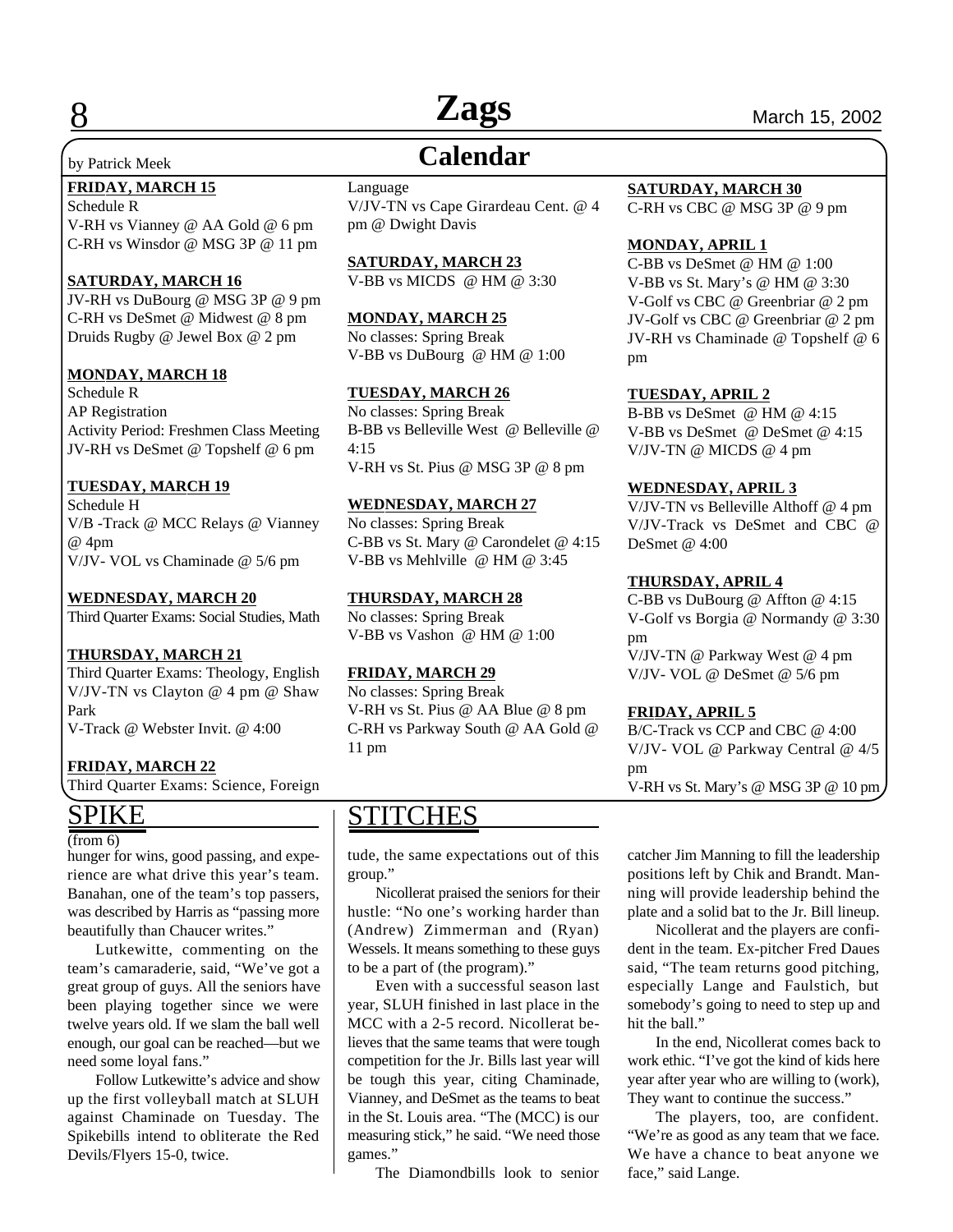# Calendar

by Patrick Meek

**FRIDAY, MARCH 15**
Schedule R
V-RH vs Vianney @ AA Gold @ 6 pm
C-RH vs Winsdor @ MSG 3P @ 11 pm

**SATURDAY, MARCH 16**
JV-RH vs DuBourg @ MSG 3P @ 9 pm
C-RH vs DeSmet @ Midwest @ 8 pm
Druids Rugby @ Jewel Box @ 2 pm

**MONDAY, MARCH 18**
Schedule R
AP Registration
Activity Period: Freshmen Class Meeting
JV-RH vs DeSmet @ Topshelf @ 6 pm

**TUESDAY, MARCH 19**
Schedule H
V/B -Track @ MCC Relays @ Vianney @ 4pm
V/JV- VOL vs Chaminade @ 5/6 pm

**WEDNESDAY, MARCH 20**
Third Quarter Exams: Social Studies, Math

**THURSDAY, MARCH 21**
Third Quarter Exams: Theology, English
V/JV-TN vs Clayton @ 4 pm @ Shaw Park
V-Track @ Webster Invit. @ 4:00

**FRIDAY, MARCH 22**
Third Quarter Exams: Science, Foreign Language
V/JV-TN vs Cape Girardeau Cent. @ 4 pm @ Dwight Davis

**SATURDAY, MARCH 23**
V-BB vs MICDS @ HM @ 3:30

**MONDAY, MARCH 25**
No classes: Spring Break
V-BB vs DuBourg @ HM @ 1:00

**TUESDAY, MARCH 26**
No classes: Spring Break
B-BB vs Belleville West @ Belleville @ 4:15
V-RH vs St. Pius @ MSG 3P @ 8 pm

**WEDNESDAY, MARCH 27**
No classes: Spring Break
C-BB vs St. Mary @ Carondelet @ 4:15
V-BB vs Mehlville @ HM @ 3:45

**THURSDAY, MARCH 28**
No classes: Spring Break
V-BB vs Vashon @ HM @ 1:00

**FRIDAY, MARCH 29**
No classes: Spring Break
V-RH vs St. Pius @ AA Blue @ 8 pm
C-RH vs Parkway South @ AA Gold @ 11 pm

**SATURDAY, MARCH 30**
C-RH vs CBC @ MSG 3P @ 9 pm

**MONDAY, APRIL 1**
C-BB vs DeSmet @ HM @ 1:00
V-BB vs St. Mary's @ HM @ 3:30
V-Golf vs CBC @ Greenbriar @ 2 pm
JV-Golf vs CBC @ Greenbriar @ 2 pm
JV-RH vs Chaminade @ Topshelf @ 6 pm

**TUESDAY, APRIL 2**
B-BB vs DeSmet @ HM @ 4:15
V-BB vs DeSmet @ DeSmet @ 4:15
V/JV-TN @ MICDS @ 4 pm

**WEDNESDAY, APRIL 3**
V/JV-TN vs Belleville Althoff @ 4 pm
V/JV-Track vs DeSmet and CBC @ DeSmet @ 4:00

**THURSDAY, APRIL 4**
C-BB vs DuBourg @ Affton @ 4:15
V-Golf vs Borgia @ Normandy @ 3:30 pm
V/JV-TN @ Parkway West @ 4 pm
V/JV- VOL @ DeSmet @ 5/6 pm

**FRIDAY, APRIL 5**
B/C-Track vs CCP and CBC @ 4:00
V/JV- VOL @ Parkway Central @ 4/5 pm
V-RH vs St. Mary's @ MSG 3P @ 10 pm

## SPIKE

(from 6)

hunger for wins, good passing, and experience are what drive this year's team. Banahan, one of the team's top passers, was described by Harris as "passing more beautifully than Chaucer writes."

Lutkewitte, commenting on the team's camaraderie, said, "We've got a great group of guys. All the seniors have been playing together since we were twelve years old. If we slam the ball well enough, our goal can be reached—but we need some loyal fans."

Follow Lutkewitte's advice and show up the first volleyball match at SLUH against Chaminade on Tuesday. The Spikebills intend to obliterate the Red Devils/Flyers 15-0, twice.

## STITCHES

tude, the same expectations out of this group."

Nicollerat praised the seniors for their hustle: "No one's working harder than (Andrew) Zimmerman and (Ryan) Wessels. It means something to these guys to be a part of (the program)."

Even with a successful season last year, SLUH finished in last place in the MCC with a 2-5 record. Nicollerat believes that the same teams that were tough competition for the Jr. Bills last year will be tough this year, citing Chaminade, Vianney, and DeSmet as the teams to beat in the St. Louis area. "The (MCC) is our measuring stick," he said. "We need those games."

The Diamondbills look to senior catcher Jim Manning to fill the leadership positions left by Chik and Brandt. Manning will provide leadership behind the plate and a solid bat to the Jr. Bill lineup.

Nicollerat and the players are confident in the team. Ex-pitcher Fred Daues said, "The team returns good pitching, especially Lange and Faulstich, but somebody's going to need to step up and hit the ball."

In the end, Nicollerat comes back to work ethic. "I've got the kind of kids here year after year who are willing to (work), They want to continue the success."

The players, too, are confident. "We're as good as any team that we face. We have a chance to beat anyone we face," said Lange.